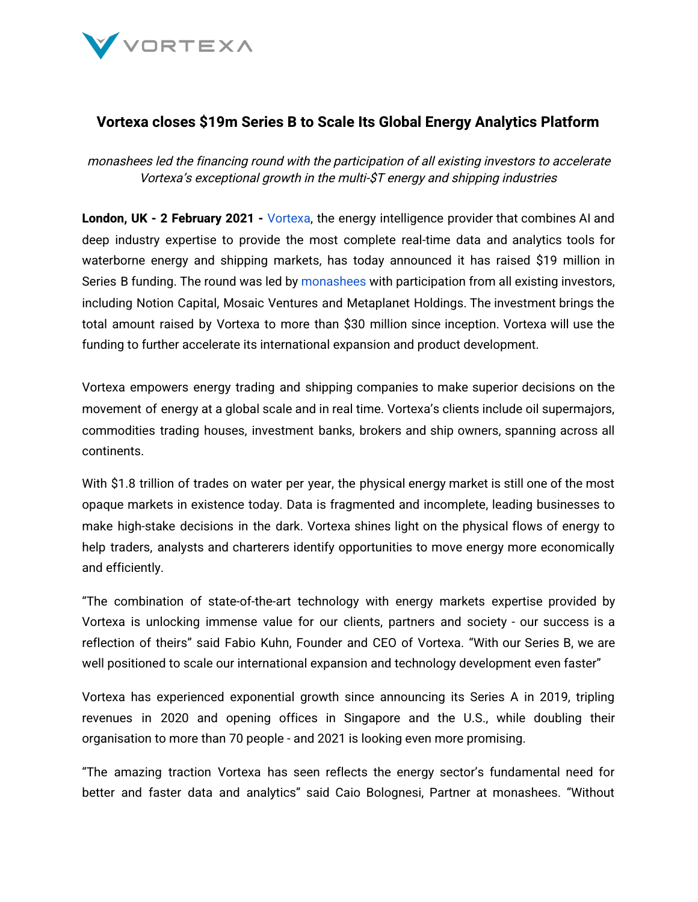# Vortexa closes $19m Series B to Scale Its Global Energy Analytics Platform

*monashees led the financing round with the participation of all existing investors to accelerate Vortexa's exceptional growth in the multi-$T energy and shipping industries*

**London, UK - 2 February 2021 -** Vortexa, the energy intelligence provider that combines AI and deep industry expertise to provide the most complete real-time data and analytics tools for waterborne energy and shipping markets, has today announced it has raised $19 million in Series B funding. The round was led by monashees with participation from all existing investors, including Notion Capital, Mosaic Ventures and Metaplanet Holdings. The investment brings the total amount raised by Vortexa to more than $30 million since inception. Vortexa will use the funding to further accelerate its international expansion and product development.

Vortexa empowers energy trading and shipping companies to make superior decisions on the movement of energy at a global scale and in real time. Vortexa's clients include oil supermajors, commodities trading houses, investment banks, brokers and ship owners, spanning across all continents.

With $1.8 trillion of trades on water per year, the physical energy market is still one of the most opaque markets in existence today. Data is fragmented and incomplete, leading businesses to make high-stake decisions in the dark. Vortexa shines light on the physical flows of energy to help traders, analysts and charterers identify opportunities to move energy more economically and efficiently.

"The combination of state-of-the-art technology with energy markets expertise provided by Vortexa is unlocking immense value for our clients, partners and society - our success is a reflection of theirs" said Fabio Kuhn, Founder and CEO of Vortexa. "With our Series B, we are well positioned to scale our international expansion and technology development even faster"

Vortexa has experienced exponential growth since announcing its Series A in 2019, tripling revenues in 2020 and opening offices in Singapore and the U.S., while doubling their organisation to more than 70 people - and 2021 is looking even more promising.

"The amazing traction Vortexa has seen reflects the energy sector's fundamental need for better and faster data and analytics" said Caio Bolognesi, Partner at monashees. "Without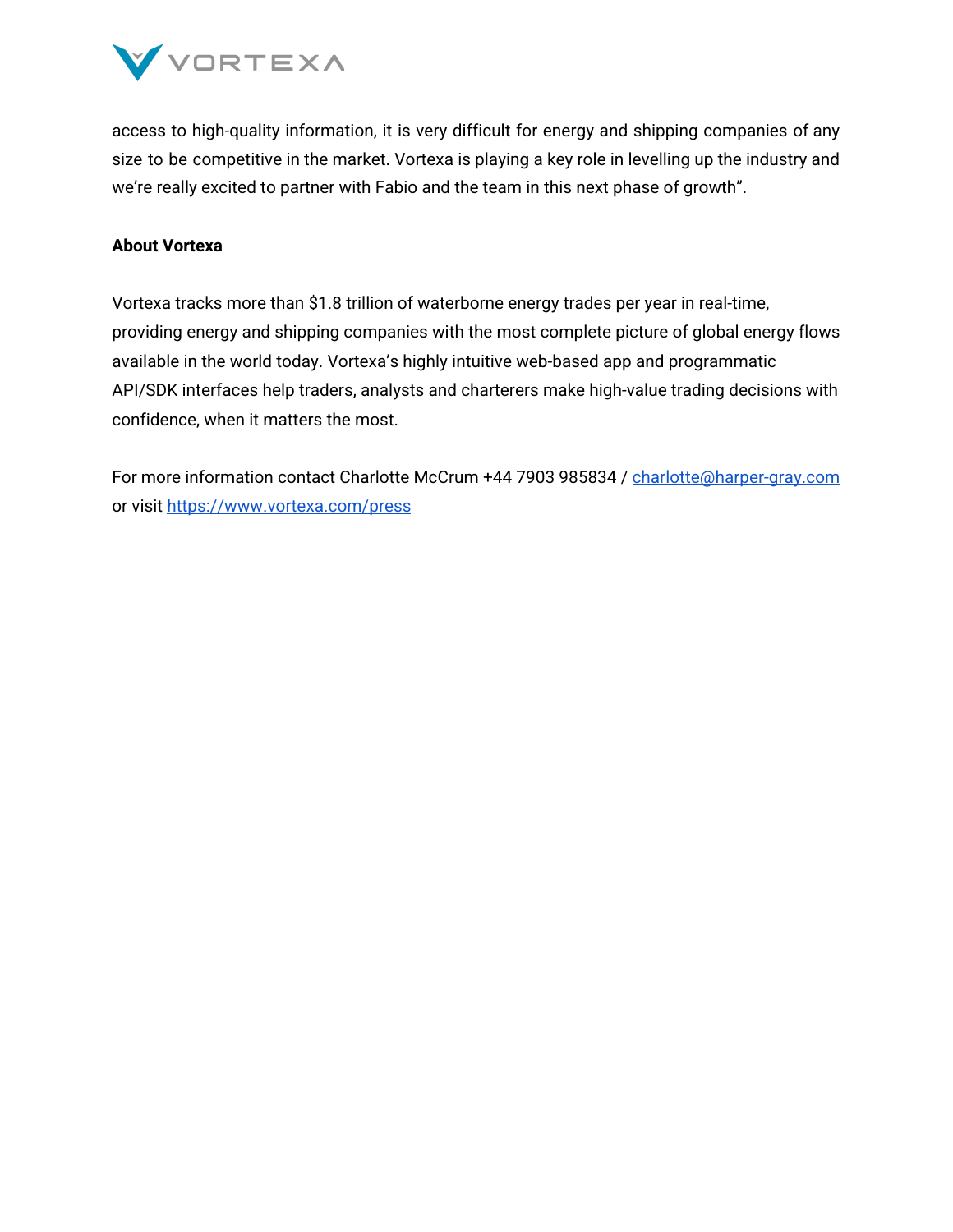access to high-quality information, it is very difficult for energy and shipping companies of any size to be competitive in the market. Vortexa is playing a key role in levelling up the industry and we're really excited to partner with Fabio and the team in this next phase of growth".

**About Vortexa**

Vortexa tracks more than $1.8 trillion of waterborne energy trades per year in real-time, providing energy and shipping companies with the most complete picture of global energy flows available in the world today. Vortexa's highly intuitive web-based app and programmatic API/SDK interfaces help traders, analysts and charterers make high-value trading decisions with confidence, when it matters the most.

For more information contact Charlotte McCrum +44 7903 985834 / [charlotte@harper-gray.com](mailto:charlotte@harper-gray.com) or visit [https://www.vortexa.com/press](https://www.vortexa.com/press)